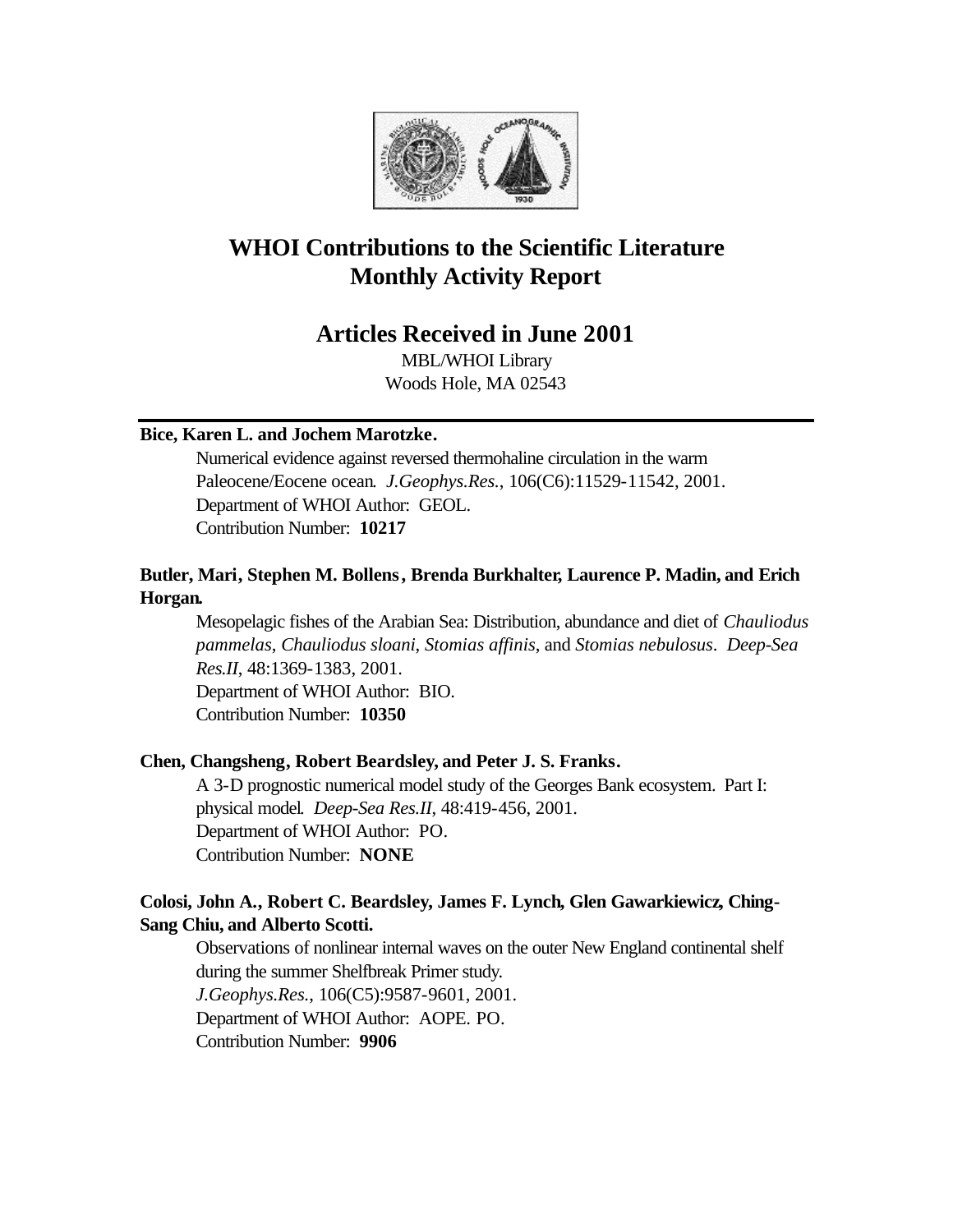# WHOI Contributions to the Scientific Literature Monthly Activity Report

## Articles Received in June 2001

MBL/WHOI Library
Woods Hole, MA 02543

---

**Bice, Karen L. and Jochem Marotzke.**

Numerical evidence against reversed thermohaline circulation in the warm Paleocene/Eocene ocean. *J.Geophys.Res.*, 106(C6):11529-11542, 2001.
Department of WHOI Author: GEOL.
Contribution Number: **10217**

**Butler, Mari, Stephen M. Bollens, Brenda Burkhalter, Laurence P. Madin, and Erich Horgan.**

Mesopelagic fishes of the Arabian Sea: Distribution, abundance and diet of *Chauliodus pammelas*, *Chauliodus sloani*, *Stomias affinis*, and *Stomias nebulosus*. *Deep-Sea Res.II*, 48:1369-1383, 2001.
Department of WHOI Author: BIO.
Contribution Number: **10350**

**Chen, Changsheng, Robert Beardsley, and Peter J. S. Franks.**

A 3-D prognostic numerical model study of the Georges Bank ecosystem. Part I: physical model. *Deep-Sea Res.II*, 48:419-456, 2001.
Department of WHOI Author: PO.
Contribution Number: **NONE**

**Colosi, John A., Robert C. Beardsley, James F. Lynch, Glen Gawarkiewicz, Ching-Sang Chiu, and Alberto Scotti.**

Observations of nonlinear internal waves on the outer New England continental shelf during the summer Shelfbreak Primer study.
*J.Geophys.Res.*, 106(C5):9587-9601, 2001.
Department of WHOI Author: AOPE. PO.
Contribution Number: **9906**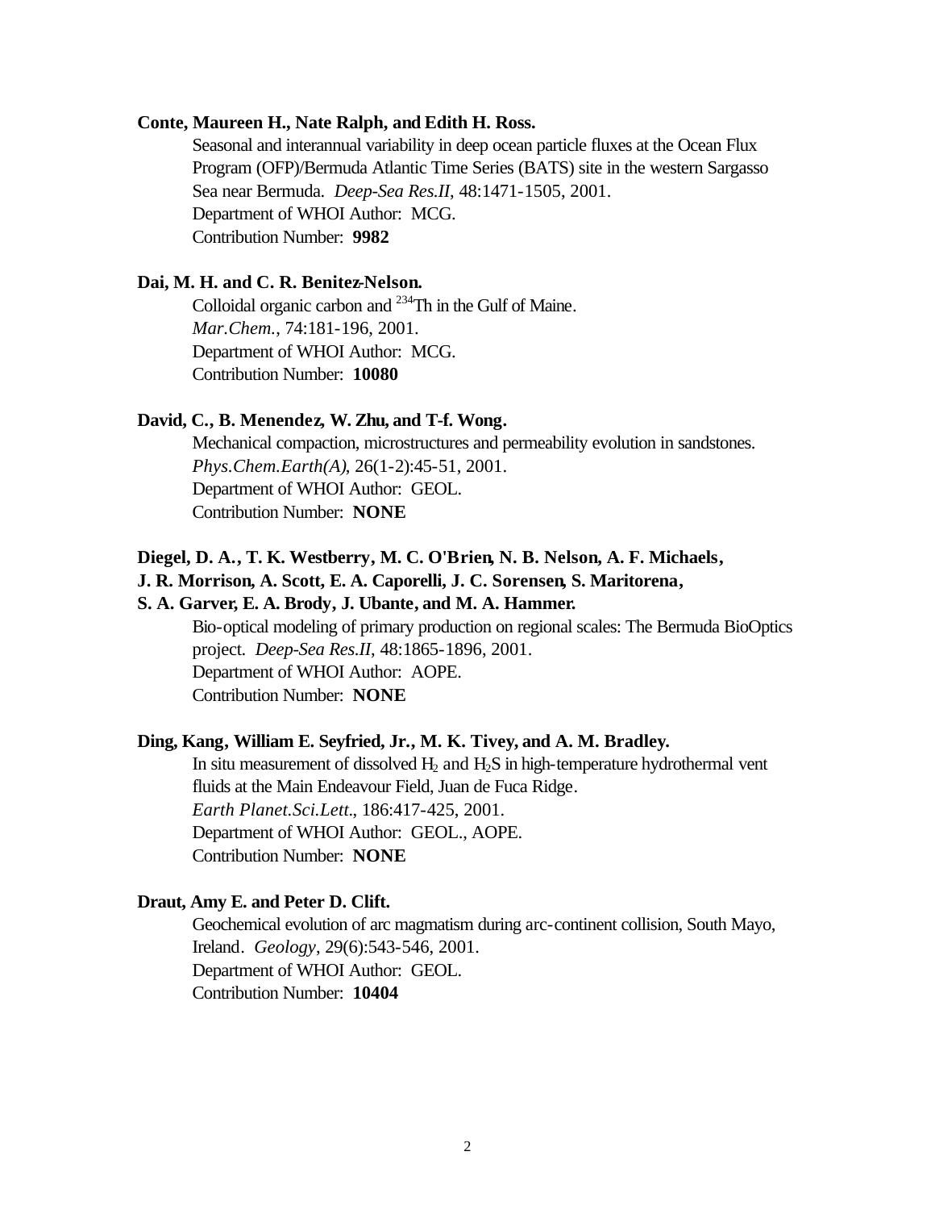**Conte, Maureen H., Nate Ralph, and Edith H. Ross.**

Seasonal and interannual variability in deep ocean particle fluxes at the Ocean Flux Program (OFP)/Bermuda Atlantic Time Series (BATS) site in the western Sargasso Sea near Bermuda. *Deep-Sea Res.II*, 48:1471-1505, 2001.
Department of WHOI Author: MCG.
Contribution Number: **9982**

**Dai, M. H. and C. R. Benitez-Nelson.**

Colloidal organic carbon and $^{234}$Th in the Gulf of Maine.
*Mar.Chem.*, 74:181-196, 2001.
Department of WHOI Author: MCG.
Contribution Number: **10080**

**David, C., B. Menendez, W. Zhu, and T-f. Wong.**

Mechanical compaction, microstructures and permeability evolution in sandstones.
*Phys.Chem.Earth(A)*, 26(1-2):45-51, 2001.
Department of WHOI Author: GEOL.
Contribution Number: **NONE**

**Diegel, D. A., T. K. Westberry, M. C. O'Brien, N. B. Nelson, A. F. Michaels, J. R. Morrison, A. Scott, E. A. Caporelli, J. C. Sorensen, S. Maritorena, S. A. Garver, E. A. Brody, J. Ubante, and M. A. Hammer.**

Bio-optical modeling of primary production on regional scales: The Bermuda BioOptics project. *Deep-Sea Res.II*, 48:1865-1896, 2001.
Department of WHOI Author: AOPE.
Contribution Number: **NONE**

**Ding, Kang, William E. Seyfried, Jr., M. K. Tivey, and A. M. Bradley.**

In situ measurement of dissolved $H_2$ and $H_2S$ in high-temperature hydrothermal vent fluids at the Main Endeavour Field, Juan de Fuca Ridge.
*Earth Planet.Sci.Lett.*, 186:417-425, 2001.
Department of WHOI Author: GEOL., AOPE.
Contribution Number: **NONE**

**Draut, Amy E. and Peter D. Clift.**

Geochemical evolution of arc magmatism during arc-continent collision, South Mayo, Ireland. *Geology*, 29(6):543-546, 2001.
Department of WHOI Author: GEOL.
Contribution Number: **10404**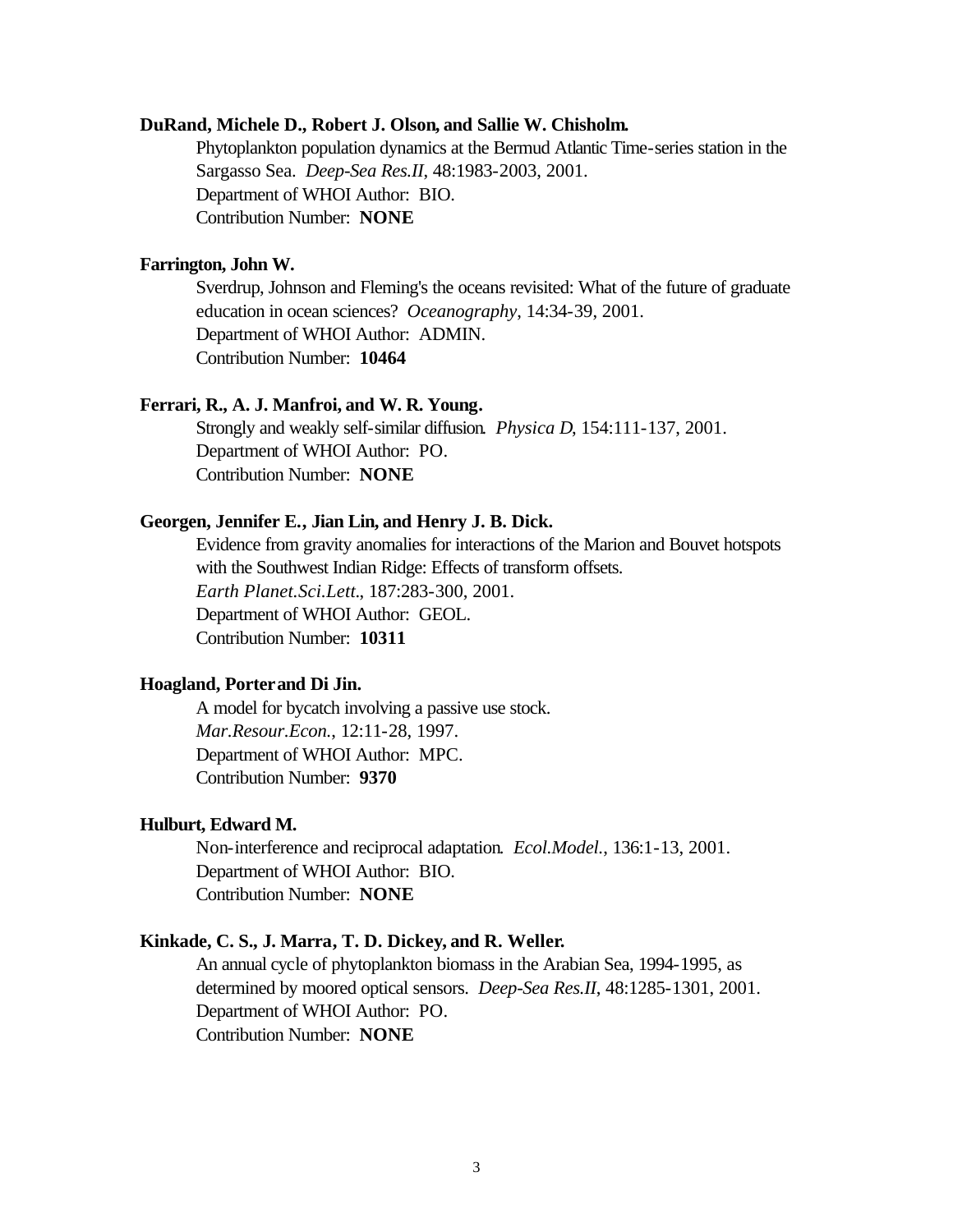**DuRand, Michele D., Robert J. Olson, and Sallie W. Chisholm.**

Phytoplankton population dynamics at the Bermud Atlantic Time-series station in the Sargasso Sea. *Deep-Sea Res.II*, 48:1983-2003, 2001.
Department of WHOI Author: BIO.
Contribution Number: **NONE**

**Farrington, John W.**

Sverdrup, Johnson and Fleming's the oceans revisited: What of the future of graduate education in ocean sciences? *Oceanography*, 14:34-39, 2001.
Department of WHOI Author: ADMIN.
Contribution Number: **10464**

**Ferrari, R., A. J. Manfroi, and W. R. Young.**

Strongly and weakly self-similar diffusion. *Physica D*, 154:111-137, 2001.
Department of WHOI Author: PO.
Contribution Number: **NONE**

**Georgen, Jennifer E., Jian Lin, and Henry J. B. Dick.**

Evidence from gravity anomalies for interactions of the Marion and Bouvet hotspots with the Southwest Indian Ridge: Effects of transform offsets.
*Earth Planet.Sci.Lett.*, 187:283-300, 2001.
Department of WHOI Author: GEOL.
Contribution Number: **10311**

**Hoagland, Porter and Di Jin.**

A model for bycatch involving a passive use stock.
*Mar.Resour.Econ.*, 12:11-28, 1997.
Department of WHOI Author: MPC.
Contribution Number: **9370**

**Hulburt, Edward M.**

Non-interference and reciprocal adaptation. *Ecol.Model.*, 136:1-13, 2001.
Department of WHOI Author: BIO.
Contribution Number: **NONE**

**Kinkade, C. S., J. Marra, T. D. Dickey, and R. Weller.**

An annual cycle of phytoplankton biomass in the Arabian Sea, 1994-1995, as determined by moored optical sensors. *Deep-Sea Res.II*, 48:1285-1301, 2001.
Department of WHOI Author: PO.
Contribution Number: **NONE**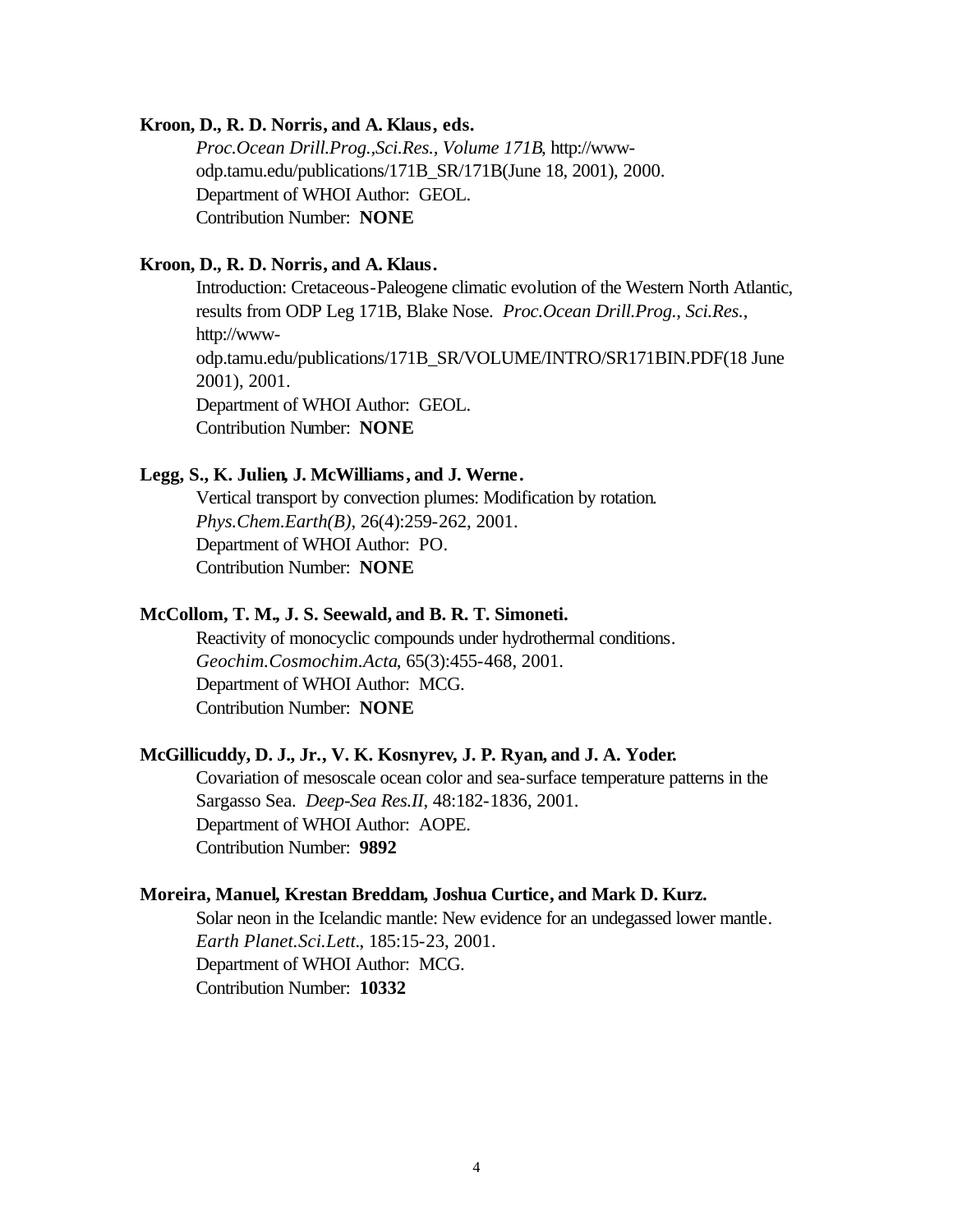**Kroon, D., R. D. Norris, and A. Klaus, eds.**

*Proc.Ocean Drill.Prog.,Sci.Res., Volume 171B*, http://www-odp.tamu.edu/publications/171B_SR/171B(June 18, 2001), 2000.
Department of WHOI Author: GEOL.
Contribution Number: **NONE**

**Kroon, D., R. D. Norris, and A. Klaus.**

Introduction: Cretaceous-Paleogene climatic evolution of the Western North Atlantic, results from ODP Leg 171B, Blake Nose. *Proc.Ocean Drill.Prog., Sci.Res.*, http://www-odp.tamu.edu/publications/171B_SR/VOLUME/INTRO/SR171BIN.PDF(18 June 2001), 2001.
Department of WHOI Author: GEOL.
Contribution Number: **NONE**

**Legg, S., K. Julien, J. McWilliams, and J. Werne.**

Vertical transport by convection plumes: Modification by rotation. *Phys.Chem.Earth(B)*, 26(4):259-262, 2001.
Department of WHOI Author: PO.
Contribution Number: **NONE**

**McCollom, T. M., J. S. Seewald, and B. R. T. Simoneti.**

Reactivity of monocyclic compounds under hydrothermal conditions. *Geochim.Cosmochim.Acta*, 65(3):455-468, 2001.
Department of WHOI Author: MCG.
Contribution Number: **NONE**

**McGillicuddy, D. J., Jr., V. K. Kosnyrev, J. P. Ryan, and J. A. Yoder.**

Covariation of mesoscale ocean color and sea-surface temperature patterns in the Sargasso Sea. *Deep-Sea Res.II*, 48:182-1836, 2001.
Department of WHOI Author: AOPE.
Contribution Number: **9892**

**Moreira, Manuel, Krestan Breddam, Joshua Curtice, and Mark D. Kurz.**

Solar neon in the Icelandic mantle: New evidence for an undegassed lower mantle. *Earth Planet.Sci.Lett.*, 185:15-23, 2001.
Department of WHOI Author: MCG.
Contribution Number: **10332**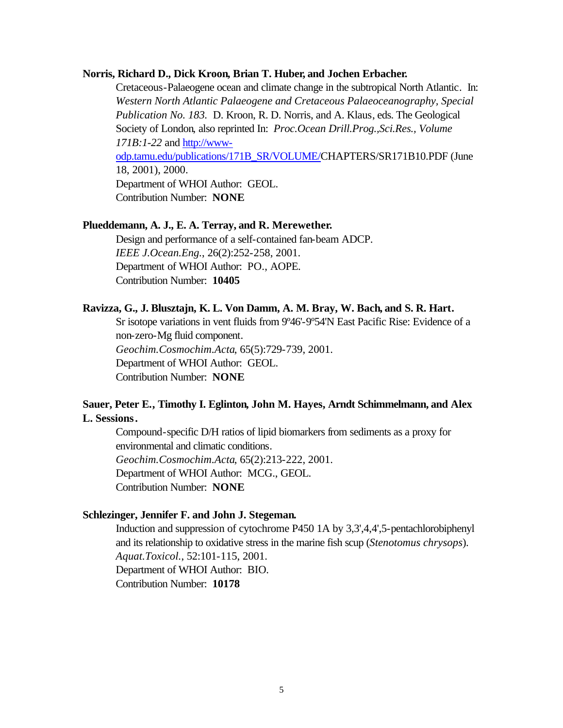**Norris, Richard D., Dick Kroon, Brian T. Huber, and Jochen Erbacher.**

Cretaceous-Palaeogene ocean and climate change in the subtropical North Atlantic. In: *Western North Atlantic Palaeogene and Cretaceous Palaeoceanography, Special Publication No. 183.* D. Kroon, R. D. Norris, and A. Klaus, eds. The Geological Society of London, also reprinted In: *Proc.Ocean Drill.Prog.,Sci.Res., Volume 171B:1-22* and http://www-odp.tamu.edu/publications/171B_SR/VOLUME/CHAPTERS/SR171B10.PDF (June 18, 2001), 2000.
Department of WHOI Author: GEOL.
Contribution Number: **NONE**

**Plueddemann, A. J., E. A. Terray, and R. Merewether.**

Design and performance of a self-contained fan-beam ADCP.
*IEEE J.Ocean.Eng.*, 26(2):252-258, 2001.
Department of WHOI Author: PO., AOPE.
Contribution Number: **10405**

**Ravizza, G., J. Blusztajn, K. L. Von Damm, A. M. Bray, W. Bach, and S. R. Hart.**

Sr isotope variations in vent fluids from 9º46'-9º54'N East Pacific Rise: Evidence of a non-zero-Mg fluid component.
*Geochim.Cosmochim.Acta*, 65(5):729-739, 2001.
Department of WHOI Author: GEOL.
Contribution Number: **NONE**

**Sauer, Peter E., Timothy I. Eglinton, John M. Hayes, Arndt Schimmelmann, and Alex L. Sessions.**

Compound-specific D/H ratios of lipid biomarkers from sediments as a proxy for environmental and climatic conditions.
*Geochim.Cosmochim.Acta*, 65(2):213-222, 2001.
Department of WHOI Author: MCG., GEOL.
Contribution Number: **NONE**

**Schlezinger, Jennifer F. and John J. Stegeman.**

Induction and suppression of cytochrome P450 1A by 3,3',4,4',5-pentachlorobiphenyl and its relationship to oxidative stress in the marine fish scup (*Stenotomus chrysops*).
*Aquat.Toxicol.*, 52:101-115, 2001.
Department of WHOI Author: BIO.
Contribution Number: **10178**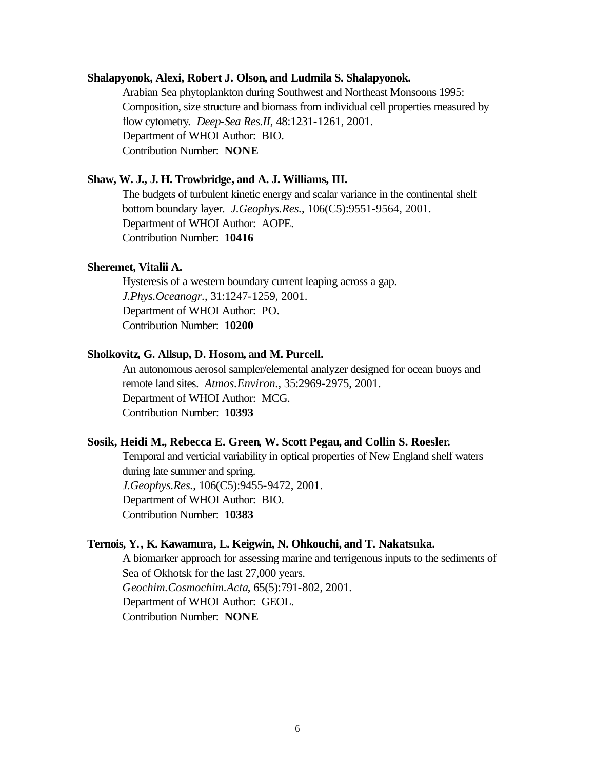**Shalapyonok, Alexi, Robert J. Olson, and Ludmila S. Shalapyonok.**

Arabian Sea phytoplankton during Southwest and Northeast Monsoons 1995: Composition, size structure and biomass from individual cell properties measured by flow cytometry. *Deep-Sea Res.II*, 48:1231-1261, 2001.
Department of WHOI Author: BIO.
Contribution Number: **NONE**

**Shaw, W. J., J. H. Trowbridge, and A. J. Williams, III.**

The budgets of turbulent kinetic energy and scalar variance in the continental shelf bottom boundary layer. *J.Geophys.Res.*, 106(C5):9551-9564, 2001.
Department of WHOI Author: AOPE.
Contribution Number: **10416**

**Sheremet, Vitalii A.**

Hysteresis of a western boundary current leaping across a gap.
*J.Phys.Oceanogr.*, 31:1247-1259, 2001.
Department of WHOI Author: PO.
Contribution Number: **10200**

**Sholkovitz, G. Allsup, D. Hosom, and M. Purcell.**

An autonomous aerosol sampler/elemental analyzer designed for ocean buoys and remote land sites. *Atmos.Environ.*, 35:2969-2975, 2001.
Department of WHOI Author: MCG.
Contribution Number: **10393**

**Sosik, Heidi M., Rebecca E. Green, W. Scott Pegau, and Collin S. Roesler.**

Temporal and verticial variability in optical properties of New England shelf waters during late summer and spring.
*J.Geophys.Res.*, 106(C5):9455-9472, 2001.
Department of WHOI Author: BIO.
Contribution Number: **10383**

**Ternois, Y., K. Kawamura, L. Keigwin, N. Ohkouchi, and T. Nakatsuka.**

A biomarker approach for assessing marine and terrigenous inputs to the sediments of Sea of Okhotsk for the last 27,000 years.
*Geochim.Cosmochim.Acta*, 65(5):791-802, 2001.
Department of WHOI Author: GEOL.
Contribution Number: **NONE**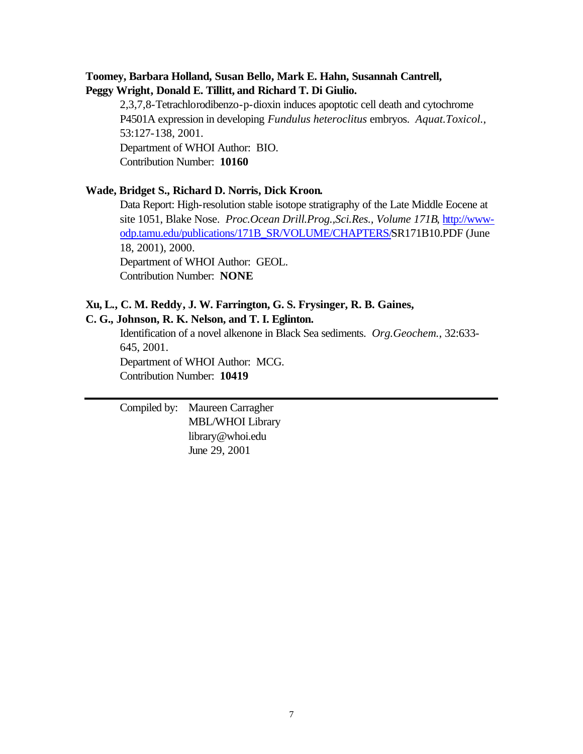**Toomey, Barbara Holland, Susan Bello, Mark E. Hahn, Susannah Cantrell, Peggy Wright, Donald E. Tillitt, and Richard T. Di Giulio.**

2,3,7,8-Tetrachlorodibenzo-p-dioxin induces apoptotic cell death and cytochrome P4501A expression in developing *Fundulus heteroclitus* embryos. *Aquat.Toxicol.*, 53:127-138, 2001.
Department of WHOI Author: BIO.
Contribution Number: **10160**

**Wade, Bridget S., Richard D. Norris, Dick Kroon.**

Data Report: High-resolution stable isotope stratigraphy of the Late Middle Eocene at site 1051, Blake Nose. *Proc.Ocean Drill.Prog.,Sci.Res., Volume 171B*, http://www-odp.tamu.edu/publications/171B_SR/VOLUME/CHAPTERS/SR171B10.PDF (June 18, 2001), 2000.
Department of WHOI Author: GEOL.
Contribution Number: **NONE**

**Xu, L., C. M. Reddy, J. W. Farrington, G. S. Frysinger, R. B. Gaines, C. G., Johnson, R. K. Nelson, and T. I. Eglinton.**

Identification of a novel alkenone in Black Sea sediments. *Org.Geochem.*, 32:633-645, 2001.
Department of WHOI Author: MCG.
Contribution Number: **10419**

---

Compiled by: Maureen Carragher
MBL/WHOI Library
library@whoi.edu
June 29, 2001